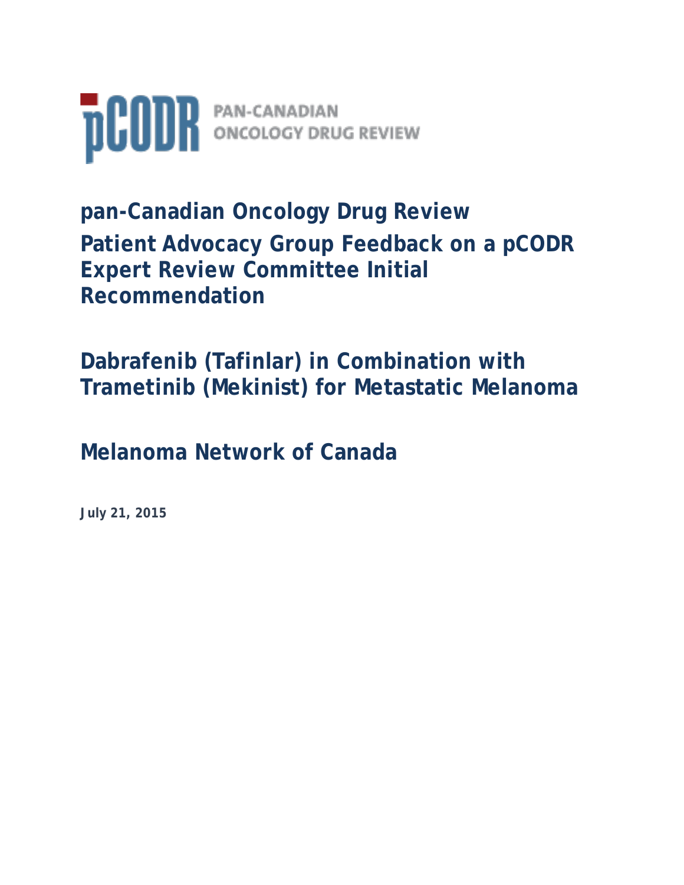pCODR PAN-CANADIAN ONCOLOGY DRUG REVIEW

# pan-Canadian Oncology Drug Review

# Patient Advocacy Group Feedback on a pCODR Expert Review Committee Initial Recommendation

## Dabrafenib (Tafinlar) in Combination with Trametinib (Mekinist) for Metastatic Melanoma

## Melanoma Network of Canada

**July 21, 2015**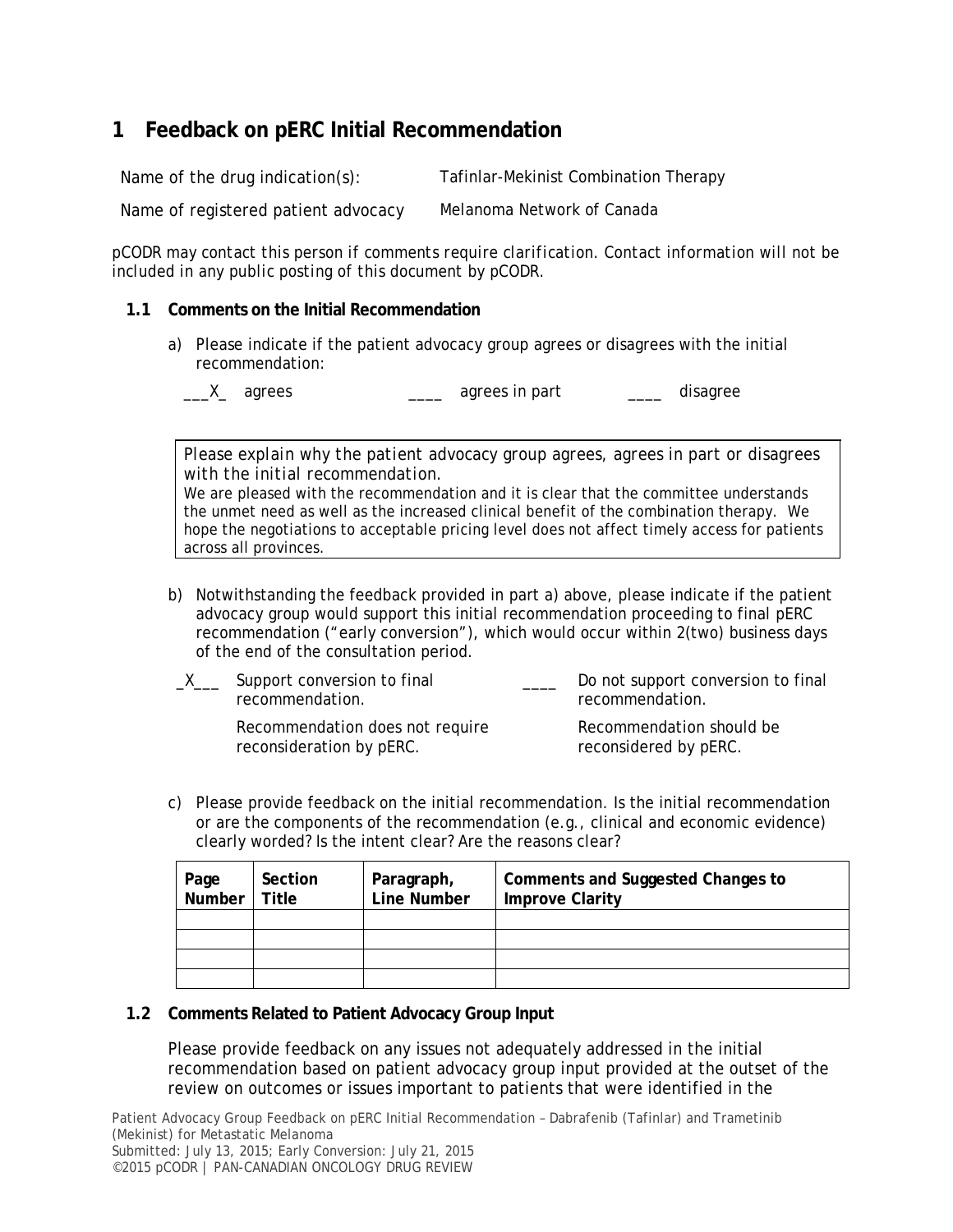# 1 Feedback on pERC Initial Recommendation

| Name of the drug indication(s): | Tafinlar-Mekinist Combination Therapy |
|---|---|
| Name of registered patient advocacy | Melanoma Network of Canada |

*pCODR may contact this person if comments require clarification. Contact information will not be included in any public posting of this document by pCODR.*

## 1.1 Comments on the Initial Recommendation

a) Please indicate if the patient advocacy group agrees or disagrees with the initial recommendation:

___X_ agrees ____ agrees in part ____ disagree

| *Please explain why the patient advocacy group agrees, agrees in part or disagrees with the initial recommendation.* |
|---|
| We are pleased with the recommendation and it is clear that the committee understands the unmet need as well as the increased clinical benefit of the combination therapy. We hope the negotiations to acceptable pricing level does not affect timely access for patients across all provinces. |

b) Notwithstanding the feedback provided in part a) above, please indicate if the patient advocacy group would support this initial recommendation proceeding to final pERC recommendation ("early conversion"), which would occur within 2(two) business days of the end of the consultation period.

_X___ Support conversion to final recommendation.

Recommendation does not require reconsideration by pERC.

____ Do not support conversion to final recommendation.

Recommendation should be reconsidered by pERC.

c) Please provide feedback on the initial recommendation. Is the initial recommendation or are the components of the recommendation (e.g., clinical and economic evidence) clearly worded? Is the intent clear? Are the reasons clear?

| Page Number | Section Title | Paragraph, Line Number | Comments and Suggested Changes to Improve Clarity |
|---|---|---|---|
| | | | |
| | | | |
| | | | |
| | | | |

## 1.2 Comments Related to Patient Advocacy Group Input

Please provide feedback on any issues not adequately addressed in the initial recommendation based on patient advocacy group input provided at the outset of the review on outcomes or issues important to patients that were identified in the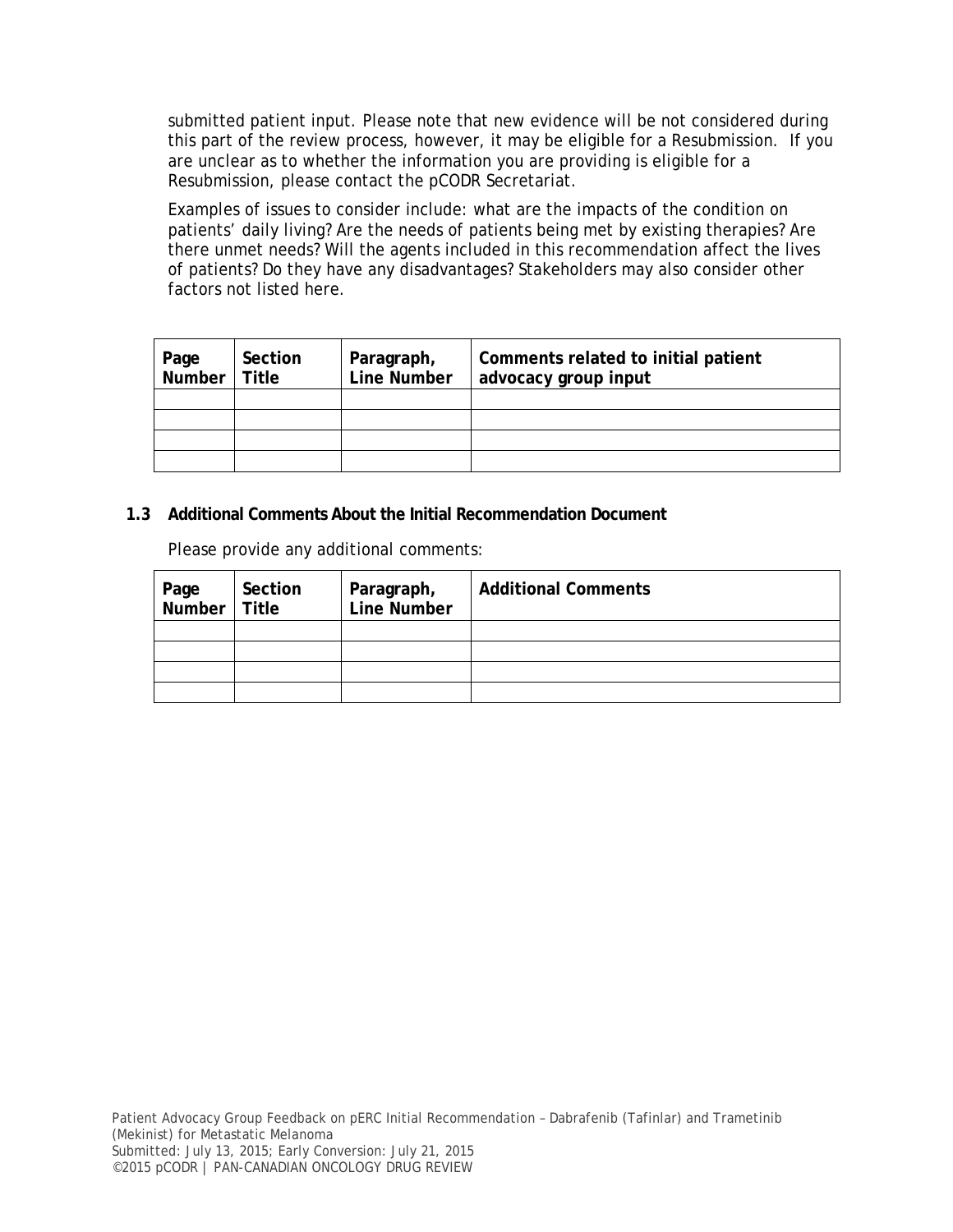submitted patient input. Please note that new evidence will be not considered during this part of the review process, however, it may be eligible for a Resubmission. If you are unclear as to whether the information you are providing is eligible for a Resubmission, please contact the pCODR Secretariat.

Examples of issues to consider include: what are the impacts of the condition on patients' daily living? Are the needs of patients being met by existing therapies? Are there unmet needs? Will the agents included in this recommendation affect the lives of patients? Do they have any disadvantages? Stakeholders may also consider other factors not listed here.

| Page Number | Section Title | Paragraph, Line Number | Comments related to initial patient advocacy group input |
|---|---|---|---|
| | | | |
| | | | |
| | | | |
| | | | |

### 1.3 Additional Comments About the Initial Recommendation Document

Please provide any additional comments:

| Page Number | Section Title | Paragraph, Line Number | Additional Comments |
|---|---|---|---|
| | | | |
| | | | |
| | | | |
| | | | |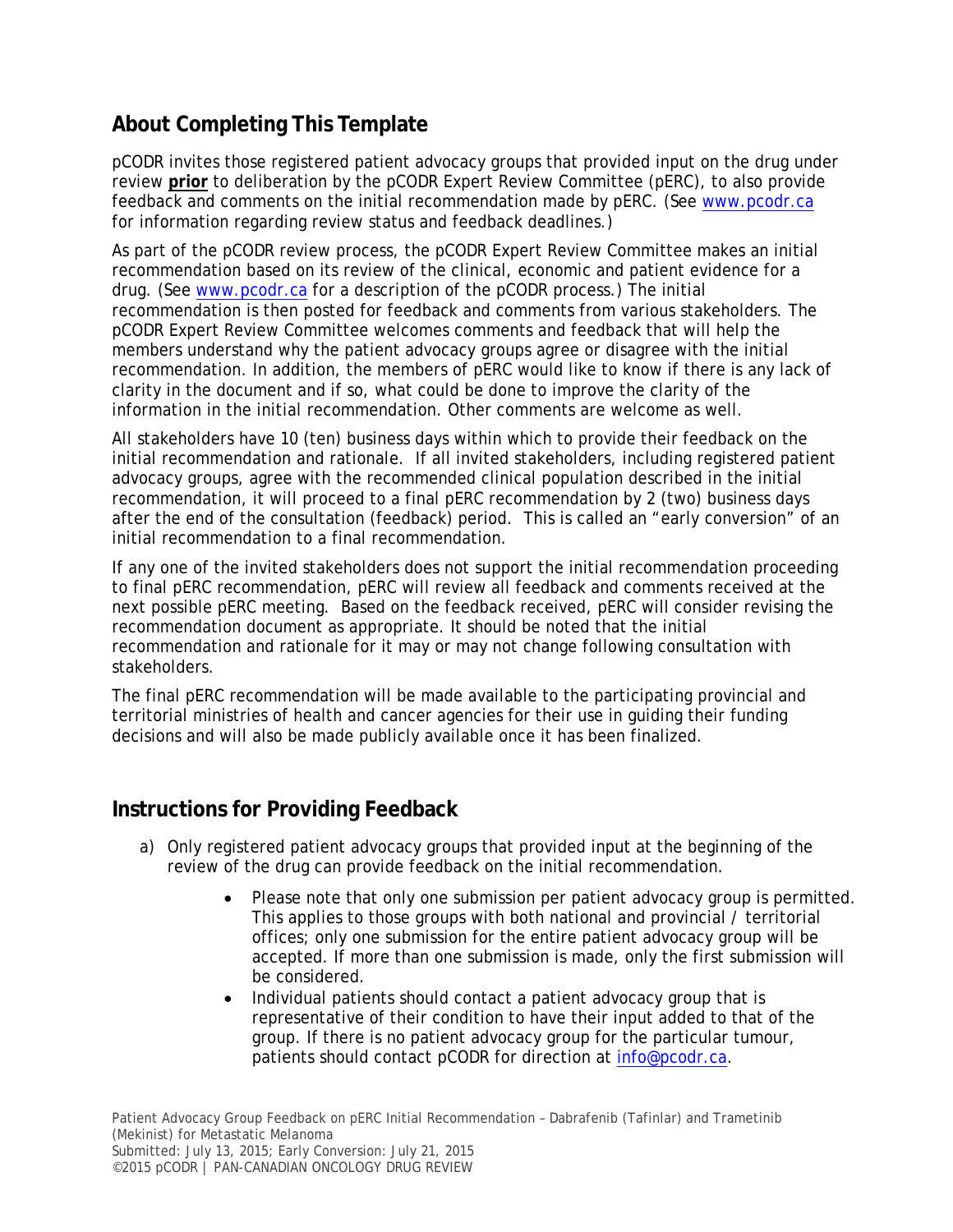## About Completing This Template

pCODR invites those registered patient advocacy groups that provided input on the drug under review **prior** to deliberation by the pCODR Expert Review Committee (pERC), to also provide feedback and comments on the initial recommendation made by pERC. (See www.pcodr.ca for information regarding review status and feedback deadlines.)

As part of the pCODR review process, the pCODR Expert Review Committee makes an initial recommendation based on its review of the clinical, economic and patient evidence for a drug. (See www.pcodr.ca for a description of the pCODR process.) The initial recommendation is then posted for feedback and comments from various stakeholders. The pCODR Expert Review Committee welcomes comments and feedback that will help the members understand why the patient advocacy groups agree or disagree with the initial recommendation. In addition, the members of pERC would like to know if there is any lack of clarity in the document and if so, what could be done to improve the clarity of the information in the initial recommendation. Other comments are welcome as well.

All stakeholders have 10 (ten) business days within which to provide their feedback on the initial recommendation and rationale. If all invited stakeholders, including registered patient advocacy groups, agree with the recommended clinical population described in the initial recommendation, it will proceed to a final pERC recommendation by 2 (two) business days after the end of the consultation (feedback) period. This is called an "early conversion" of an initial recommendation to a final recommendation.

If any one of the invited stakeholders does not support the initial recommendation proceeding to final pERC recommendation, pERC will review all feedback and comments received at the next possible pERC meeting. Based on the feedback received, pERC will consider revising the recommendation document as appropriate. It should be noted that the initial recommendation and rationale for it may or may not change following consultation with stakeholders.

The final pERC recommendation will be made available to the participating provincial and territorial ministries of health and cancer agencies for their use in guiding their funding decisions and will also be made publicly available once it has been finalized.

## Instructions for Providing Feedback

a) Only registered patient advocacy groups that provided input at the beginning of the review of the drug can provide feedback on the initial recommendation.

- Please note that only one submission per patient advocacy group is permitted. This applies to those groups with both national and provincial / territorial offices; only one submission for the entire patient advocacy group will be accepted. If more than one submission is made, only the first submission will be considered.
- Individual patients should contact a patient advocacy group that is representative of their condition to have their input added to that of the group. If there is no patient advocacy group for the particular tumour, patients should contact pCODR for direction at info@pcodr.ca.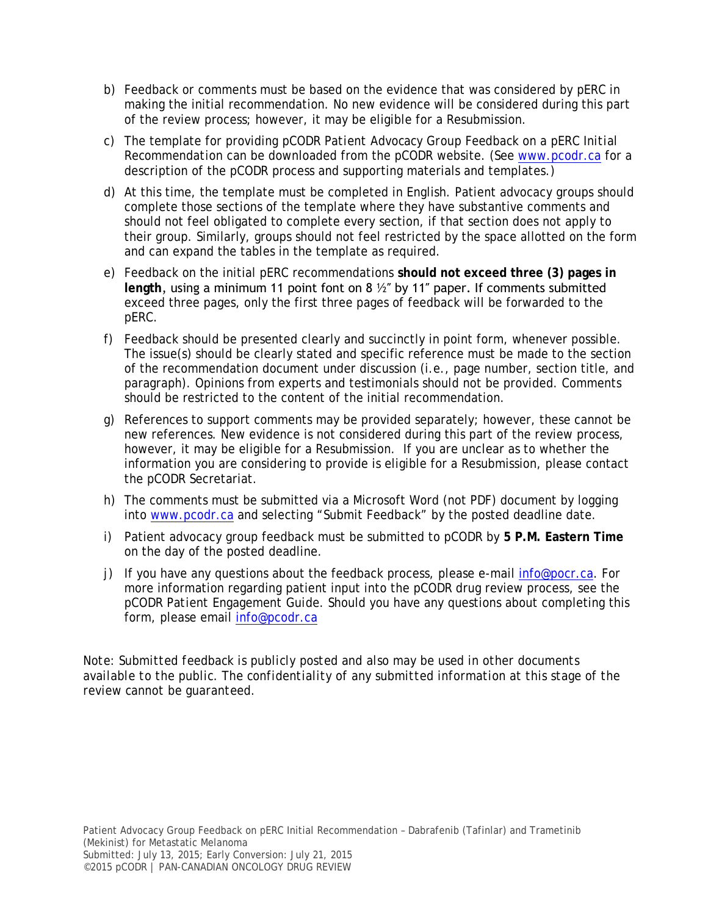b) Feedback or comments must be based on the evidence that was considered by pERC in making the initial recommendation. No new evidence will be considered during this part of the review process; however, it may be eligible for a Resubmission.

c) The template for providing *pCODR Patient Advocacy Group Feedback on a pERC Initial Recommendation* can be downloaded from the pCODR website. (See www.pcodr.ca for a description of the pCODR process and supporting materials and templates.)

d) At this time, the template must be completed in English. Patient advocacy groups should complete those sections of the template where they have substantive comments and should not feel obligated to complete every section, if that section does not apply to their group. Similarly, groups should not feel restricted by the space allotted on the form and can expand the tables in the template as required.

e) Feedback on the initial pERC recommendations **should not exceed three (3) pages in length**, using a minimum 11 point font on 8 ½" by 11" paper. If comments submitted exceed three pages, only the first three pages of feedback will be forwarded to the pERC.

f) Feedback should be presented clearly and succinctly in point form, whenever possible. The issue(s) should be clearly stated and specific reference must be made to the section of the recommendation document under discussion (i.e., page number, section title, and paragraph). Opinions from experts and testimonials should not be provided. Comments should be restricted to the content of the initial recommendation.

g) References to support comments may be provided separately; however, these cannot be new references. New evidence is not considered during this part of the review process, however, it may be eligible for a Resubmission. If you are unclear as to whether the information you are considering to provide is eligible for a Resubmission, please contact the pCODR Secretariat.

h) The comments must be submitted via a Microsoft Word (not PDF) document by logging into www.pcodr.ca and selecting "Submit Feedback" by the posted deadline date.

i) Patient advocacy group feedback must be submitted to pCODR by **5 P.M. Eastern Time** on the day of the posted deadline.

j) If you have any questions about the feedback process, please e-mail info@pocr.ca. For more information regarding patient input into the pCODR drug review process, see the *pCODR Patient Engagement Guide*. Should you have any questions about completing this form, please email info@pcodr.ca

*Note: Submitted feedback is publicly posted and also may be used in other documents available to the public. The confidentiality of any submitted information at this stage of the review cannot be guaranteed.*